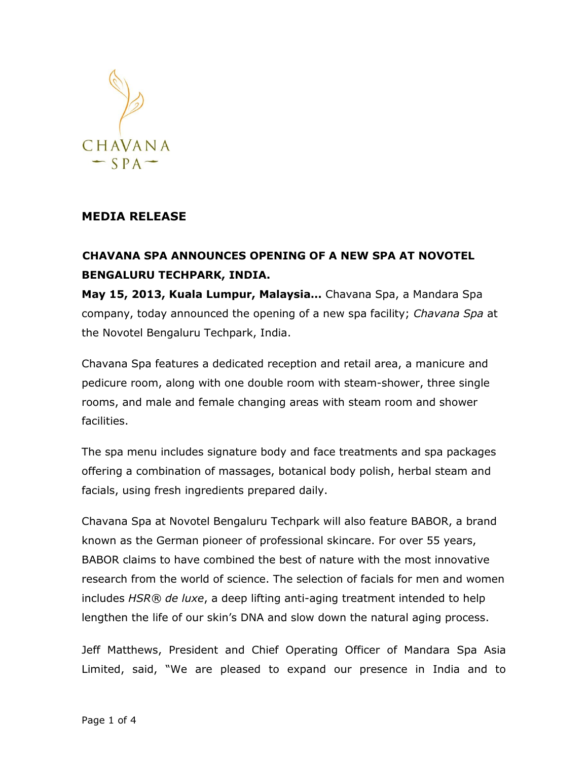CHAVANA SPA

## MEDIA RELEASE

### CHAVANA SPA ANNOUNCES OPENING OF A NEW SPA AT NOVOTEL BENGALURU TECHPARK, INDIA.

**May 15, 2013, Kuala Lumpur, Malaysia…** Chavana Spa, a Mandara Spa company, today announced the opening of a new spa facility; *Chavana Spa* at the Novotel Bengaluru Techpark, India.

Chavana Spa features a dedicated reception and retail area, a manicure and pedicure room, along with one double room with steam-shower, three single rooms, and male and female changing areas with steam room and shower facilities.

The spa menu includes signature body and face treatments and spa packages offering a combination of massages, botanical body polish, herbal steam and facials, using fresh ingredients prepared daily.

Chavana Spa at Novotel Bengaluru Techpark will also feature BABOR, a brand known as the German pioneer of professional skincare. For over 55 years, BABOR claims to have combined the best of nature with the most innovative research from the world of science. The selection of facials for men and women includes *HSR® de luxe*, a deep lifting anti-aging treatment intended to help lengthen the life of our skin's DNA and slow down the natural aging process.

Jeff Matthews, President and Chief Operating Officer of Mandara Spa Asia Limited, said, "We are pleased to expand our presence in India and to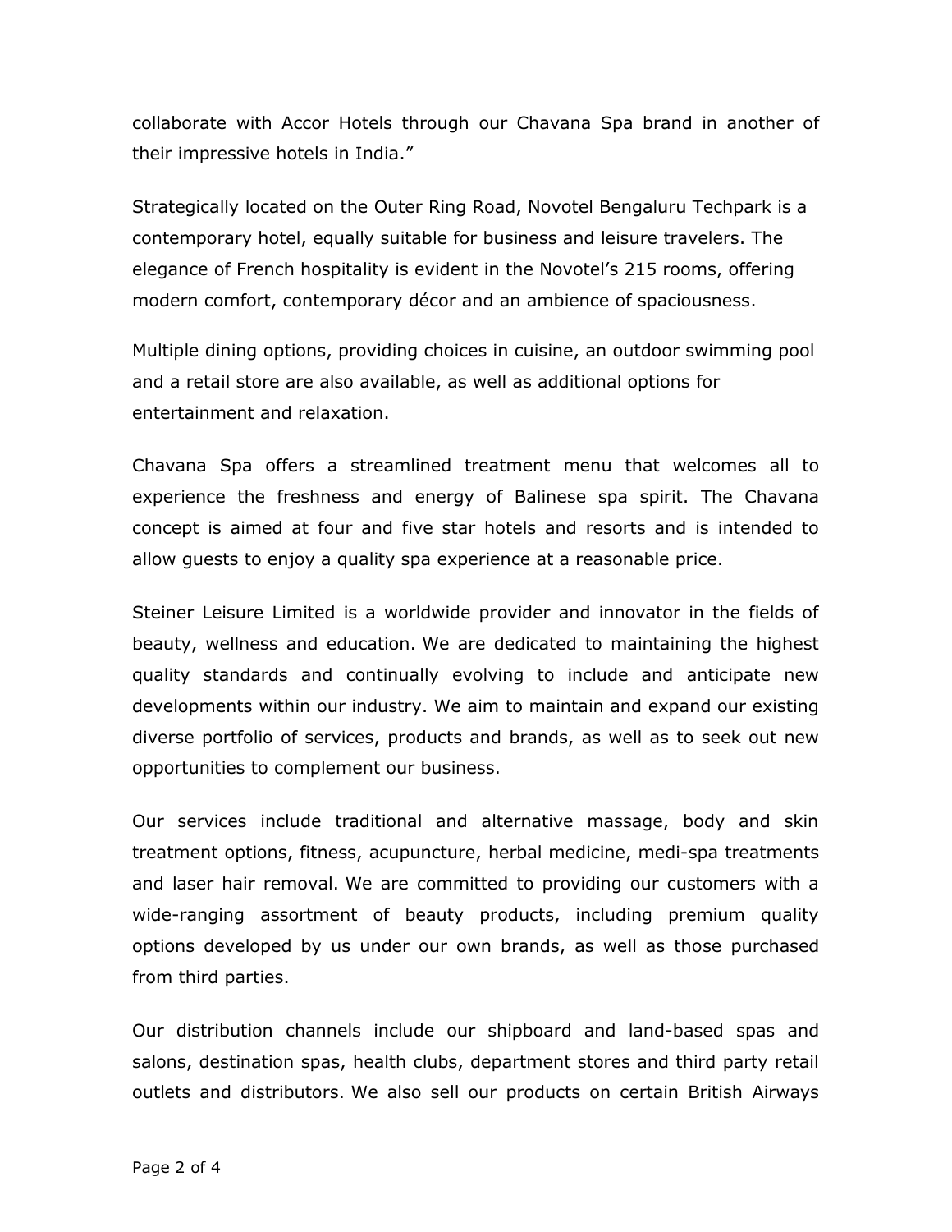collaborate with Accor Hotels through our Chavana Spa brand in another of their impressive hotels in India."

Strategically located on the Outer Ring Road, Novotel Bengaluru Techpark is a contemporary hotel, equally suitable for business and leisure travelers. The elegance of French hospitality is evident in the Novotel's 215 rooms, offering modern comfort, contemporary décor and an ambience of spaciousness.

Multiple dining options, providing choices in cuisine, an outdoor swimming pool and a retail store are also available, as well as additional options for entertainment and relaxation.

Chavana Spa offers a streamlined treatment menu that welcomes all to experience the freshness and energy of Balinese spa spirit. The Chavana concept is aimed at four and five star hotels and resorts and is intended to allow guests to enjoy a quality spa experience at a reasonable price.

Steiner Leisure Limited is a worldwide provider and innovator in the fields of beauty, wellness and education. We are dedicated to maintaining the highest quality standards and continually evolving to include and anticipate new developments within our industry. We aim to maintain and expand our existing diverse portfolio of services, products and brands, as well as to seek out new opportunities to complement our business.

Our services include traditional and alternative massage, body and skin treatment options, fitness, acupuncture, herbal medicine, medi-spa treatments and laser hair removal. We are committed to providing our customers with a wide-ranging assortment of beauty products, including premium quality options developed by us under our own brands, as well as those purchased from third parties.

Our distribution channels include our shipboard and land-based spas and salons, destination spas, health clubs, department stores and third party retail outlets and distributors. We also sell our products on certain British Airways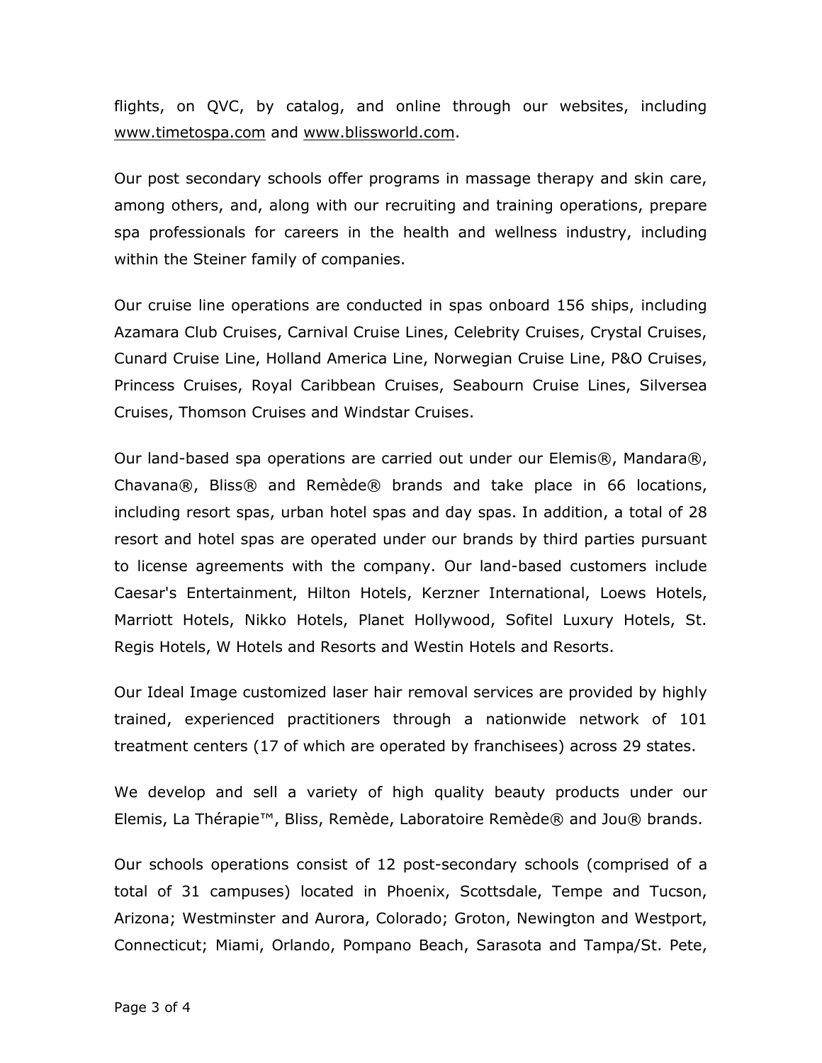flights, on QVC, by catalog, and online through our websites, including www.timetospa.com and www.blissworld.com.

Our post secondary schools offer programs in massage therapy and skin care, among others, and, along with our recruiting and training operations, prepare spa professionals for careers in the health and wellness industry, including within the Steiner family of companies.

Our cruise line operations are conducted in spas onboard 156 ships, including Azamara Club Cruises, Carnival Cruise Lines, Celebrity Cruises, Crystal Cruises, Cunard Cruise Line, Holland America Line, Norwegian Cruise Line, P&O Cruises, Princess Cruises, Royal Caribbean Cruises, Seabourn Cruise Lines, Silversea Cruises, Thomson Cruises and Windstar Cruises.

Our land-based spa operations are carried out under our Elemis®, Mandara®, Chavana®, Bliss® and Remède® brands and take place in 66 locations, including resort spas, urban hotel spas and day spas. In addition, a total of 28 resort and hotel spas are operated under our brands by third parties pursuant to license agreements with the company. Our land-based customers include Caesar's Entertainment, Hilton Hotels, Kerzner International, Loews Hotels, Marriott Hotels, Nikko Hotels, Planet Hollywood, Sofitel Luxury Hotels, St. Regis Hotels, W Hotels and Resorts and Westin Hotels and Resorts.

Our Ideal Image customized laser hair removal services are provided by highly trained, experienced practitioners through a nationwide network of 101 treatment centers (17 of which are operated by franchisees) across 29 states.

We develop and sell a variety of high quality beauty products under our Elemis, La Thérapie™, Bliss, Remède, Laboratoire Remède® and Jou® brands.

Our schools operations consist of 12 post-secondary schools (comprised of a total of 31 campuses) located in Phoenix, Scottsdale, Tempe and Tucson, Arizona; Westminster and Aurora, Colorado; Groton, Newington and Westport, Connecticut; Miami, Orlando, Pompano Beach, Sarasota and Tampa/St. Pete,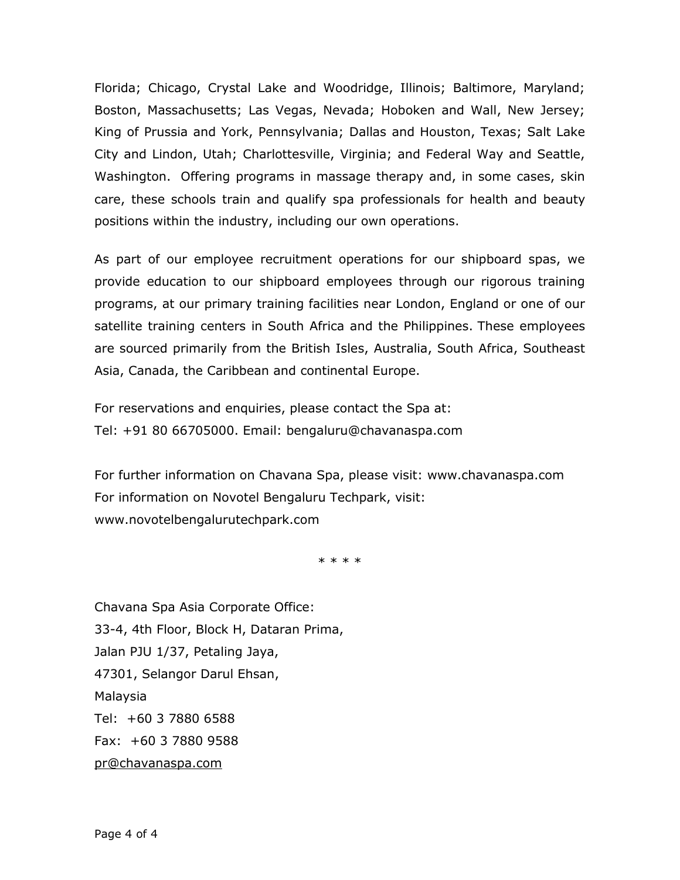Florida; Chicago, Crystal Lake and Woodridge, Illinois; Baltimore, Maryland; Boston, Massachusetts; Las Vegas, Nevada; Hoboken and Wall, New Jersey; King of Prussia and York, Pennsylvania; Dallas and Houston, Texas; Salt Lake City and Lindon, Utah; Charlottesville, Virginia; and Federal Way and Seattle, Washington. Offering programs in massage therapy and, in some cases, skin care, these schools train and qualify spa professionals for health and beauty positions within the industry, including our own operations.

As part of our employee recruitment operations for our shipboard spas, we provide education to our shipboard employees through our rigorous training programs, at our primary training facilities near London, England or one of our satellite training centers in South Africa and the Philippines. These employees are sourced primarily from the British Isles, Australia, South Africa, Southeast Asia, Canada, the Caribbean and continental Europe.

For reservations and enquiries, please contact the Spa at:
Tel: +91 80 66705000. Email: bengaluru@chavanaspa.com

For further information on Chavana Spa, please visit: www.chavanaspa.com
For information on Novotel Bengaluru Techpark, visit:
www.novotelbengalurutechpark.com

\* \* \* \*

Chavana Spa Asia Corporate Office:
33-4, 4th Floor, Block H, Dataran Prima,
Jalan PJU 1/37, Petaling Jaya,
47301, Selangor Darul Ehsan,
Malaysia
Tel: +60 3 7880 6588
Fax: +60 3 7880 9588
pr@chavanaspa.com